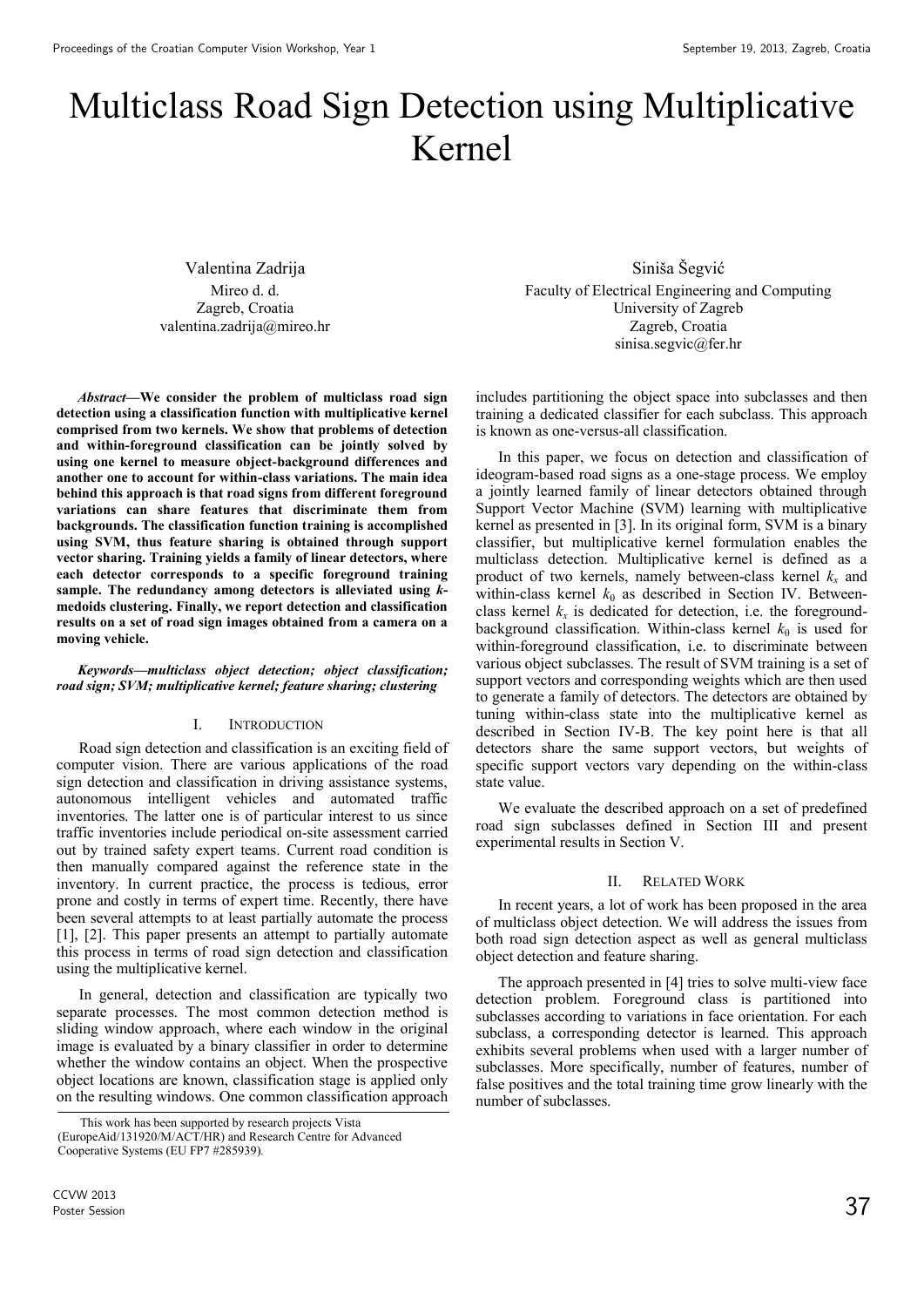# Multiclass Road Sign Detection using Multiplicative Kernel

Valentina Zadrija
Mireo d. d.
Zagreb, Croatia
valentina.zadrija@mireo.hr

Siniša Šegvić
Faculty of Electrical Engineering and Computing
University of Zagreb
Zagreb, Croatia
sinisa.segvic@fer.hr

***Abstract*—We consider the problem of multiclass road sign detection using a classification function with multiplicative kernel comprised from two kernels. We show that problems of detection and within-foreground classification can be jointly solved by using one kernel to measure object-background differences and another one to account for within-class variations. The main idea behind this approach is that road signs from different foreground variations can share features that discriminate them from backgrounds. The classification function training is accomplished using SVM, thus feature sharing is obtained through support vector sharing. Training yields a family of linear detectors, where each detector corresponds to a specific foreground training sample. The redundancy among detectors is alleviated using *k*-medoids clustering. Finally, we report detection and classification results on a set of road sign images obtained from a camera on a moving vehicle.**

***Keywords*—*multiclass object detection; object classification; road sign; SVM; multiplicative kernel; feature sharing; clustering***

## I. Introduction

Road sign detection and classification is an exciting field of computer vision. There are various applications of the road sign detection and classification in driving assistance systems, autonomous intelligent vehicles and automated traffic inventories. The latter one is of particular interest to us since traffic inventories include periodical on-site assessment carried out by trained safety expert teams. Current road condition is then manually compared against the reference state in the inventory. In current practice, the process is tedious, error prone and costly in terms of expert time. Recently, there have been several attempts to at least partially automate the process [1], [2]. This paper presents an attempt to partially automate this process in terms of road sign detection and classification using the multiplicative kernel.

In general, detection and classification are typically two separate processes. The most common detection method is sliding window approach, where each window in the original image is evaluated by a binary classifier in order to determine whether the window contains an object. When the prospective object locations are known, classification stage is applied only on the resulting windows. One common classification approach includes partitioning the object space into subclasses and then training a dedicated classifier for each subclass. This approach is known as one-versus-all classification.

In this paper, we focus on detection and classification of ideogram-based road signs as a one-stage process. We employ a jointly learned family of linear detectors obtained through Support Vector Machine (SVM) learning with multiplicative kernel as presented in [3]. In its original form, SVM is a binary classifier, but multiplicative kernel formulation enables the multiclass detection. Multiplicative kernel is defined as a product of two kernels, namely between-class kernel $k_x$ and within-class kernel $k_\theta$ as described in Section IV. Between-class kernel $k_x$ is dedicated for detection, i.e. the foreground-background classification. Within-class kernel $k_\theta$ is used for within-foreground classification, i.e. to discriminate between various object subclasses. The result of SVM training is a set of support vectors and corresponding weights which are then used to generate a family of detectors. The detectors are obtained by tuning within-class state into the multiplicative kernel as described in Section IV-B. The key point here is that all detectors share the same support vectors, but weights of specific support vectors vary depending on the within-class state value.

We evaluate the described approach on a set of predefined road sign subclasses defined in Section III and present experimental results in Section V.

## II. Related Work

In recent years, a lot of work has been proposed in the area of multiclass object detection. We will address the issues from both road sign detection aspect as well as general multiclass object detection and feature sharing.

The approach presented in [4] tries to solve multi-view face detection problem. Foreground class is partitioned into subclasses according to variations in face orientation. For each subclass, a corresponding detector is learned. This approach exhibits several problems when used with a larger number of subclasses. More specifically, number of features, number of false positives and the total training time grow linearly with the number of subclasses.

This work has been supported by research projects Vista (EuropeAid/131920/M/ACT/HR) and Research Centre for Advanced Cooperative Systems (EU FP7 #285939).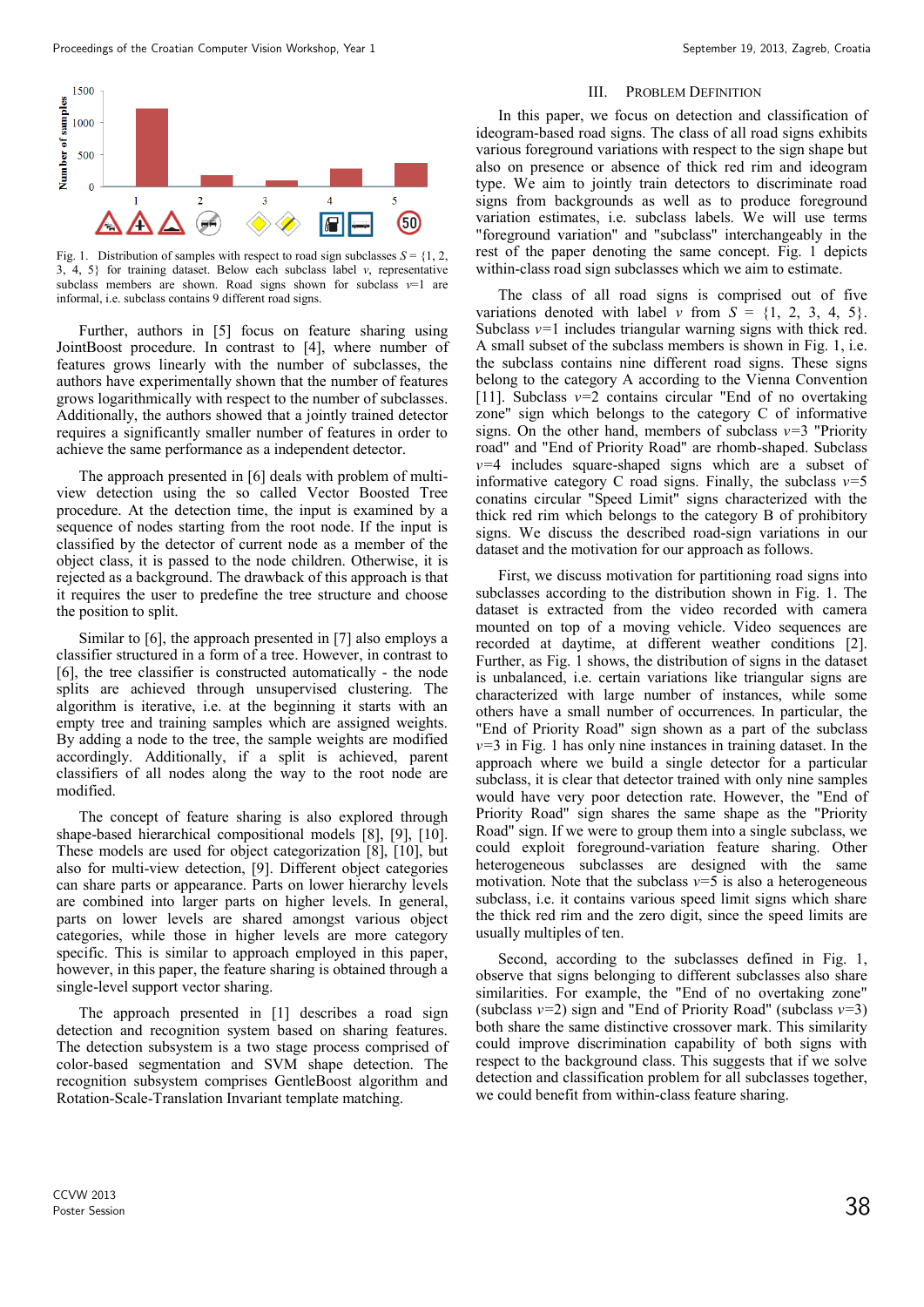Fig. 1. Distribution of samples with respect to road sign subclasses $S = \{1, 2, 3, 4, 5\}$ for training dataset. Below each subclass label $v$, representative subclass members are shown. Road signs shown for subclass $v$=1 are informal, i.e. subclass contains 9 different road signs.

Further, authors in [5] focus on feature sharing using JointBoost procedure. In contrast to [4], where number of features grows linearly with the number of subclasses, the authors have experimentally shown that the number of features grows logarithmically with respect to the number of subclasses. Additionally, the authors showed that a jointly trained detector requires a significantly smaller number of features in order to achieve the same performance as a independent detector.

The approach presented in [6] deals with problem of multi-view detection using the so called Vector Boosted Tree procedure. At the detection time, the input is examined by a sequence of nodes starting from the root node. If the input is classified by the detector of current node as a member of the object class, it is passed to the node children. Otherwise, it is rejected as a background. The drawback of this approach is that it requires the user to predefine the tree structure and choose the position to split.

Similar to [6], the approach presented in [7] also employs a classifier structured in a form of a tree. However, in contrast to [6], the tree classifier is constructed automatically - the node splits are achieved through unsupervised clustering. The algorithm is iterative, i.e. at the beginning it starts with an empty tree and training samples which are assigned weights. By adding a node to the tree, the sample weights are modified accordingly. Additionally, if a split is achieved, parent classifiers of all nodes along the way to the root node are modified.

The concept of feature sharing is also explored through shape-based hierarchical compositional models [8], [9], [10]. These models are used for object categorization [8], [10], but also for multi-view detection, [9]. Different object categories can share parts or appearance. Parts on lower hierarchy levels are combined into larger parts on higher levels. In general, parts on lower levels are shared amongst various object categories, while those in higher levels are more category specific. This is similar to approach employed in this paper, however, in this paper, the feature sharing is obtained through a single-level support vector sharing.

The approach presented in [1] describes a road sign detection and recognition system based on sharing features. The detection subsystem is a two stage process comprised of color-based segmentation and SVM shape detection. The recognition subsystem comprises GentleBoost algorithm and Rotation-Scale-Translation Invariant template matching.

## III. Problem Definition

In this paper, we focus on detection and classification of ideogram-based road signs. The class of all road signs exhibits various foreground variations with respect to the sign shape but also on presence or absence of thick red rim and ideogram type. We aim to jointly train detectors to discriminate road signs from backgrounds as well as to produce foreground variation estimates, i.e. subclass labels. We will use terms "foreground variation" and "subclass" interchangeably in the rest of the paper denoting the same concept. Fig. 1 depicts within-class road sign subclasses which we aim to estimate.

The class of all road signs is comprised out of five variations denoted with label $v$ from $S = \{1, 2, 3, 4, 5\}$. Subclass $v$=1 includes triangular warning signs with thick red. A small subset of the subclass members is shown in Fig. 1, i.e. the subclass contains nine different road signs. These signs belong to the category A according to the Vienna Convention [11]. Subclass $v$=2 contains circular "End of no overtaking zone" sign which belongs to the category C of informative signs. On the other hand, members of subclass $v$=3 "Priority road" and "End of Priority Road" are rhomb-shaped. Subclass $v$=4 includes square-shaped signs which are a subset of informative category C road signs. Finally, the subclass $v$=5 conatins circular "Speed Limit" signs characterized with the thick red rim which belongs to the category B of prohibitory signs. We discuss the described road-sign variations in our dataset and the motivation for our approach as follows.

First, we discuss motivation for partitioning road signs into subclasses according to the distribution shown in Fig. 1. The dataset is extracted from the video recorded with camera mounted on top of a moving vehicle. Video sequences are recorded at daytime, at different weather conditions [2]. Further, as Fig. 1 shows, the distribution of signs in the dataset is unbalanced, i.e. certain variations like triangular signs are characterized with large number of instances, while some others have a small number of occurrences. In particular, the "End of Priority Road" sign shown as a part of the subclass $v$=3 in Fig. 1 has only nine instances in training dataset. In the approach where we build a single detector for a particular subclass, it is clear that detector trained with only nine samples would have very poor detection rate. However, the "End of Priority Road" sign shares the same shape as the "Priority Road" sign. If we were to group them into a single subclass, we could exploit foreground-variation feature sharing. Other heterogeneous subclasses are designed with the same motivation. Note that the subclass $v$=5 is also a heterogeneous subclass, i.e. it contains various speed limit signs which share the thick red rim and the zero digit, since the speed limits are usually multiples of ten.

Second, according to the subclasses defined in Fig. 1, observe that signs belonging to different subclasses also share similarities. For example, the "End of no overtaking zone" (subclass $v$=2) sign and "End of Priority Road" (subclass $v$=3) both share the same distinctive crossover mark. This similarity could improve discrimination capability of both signs with respect to the background class. This suggests that if we solve detection and classification problem for all subclasses together, we could benefit from within-class feature sharing.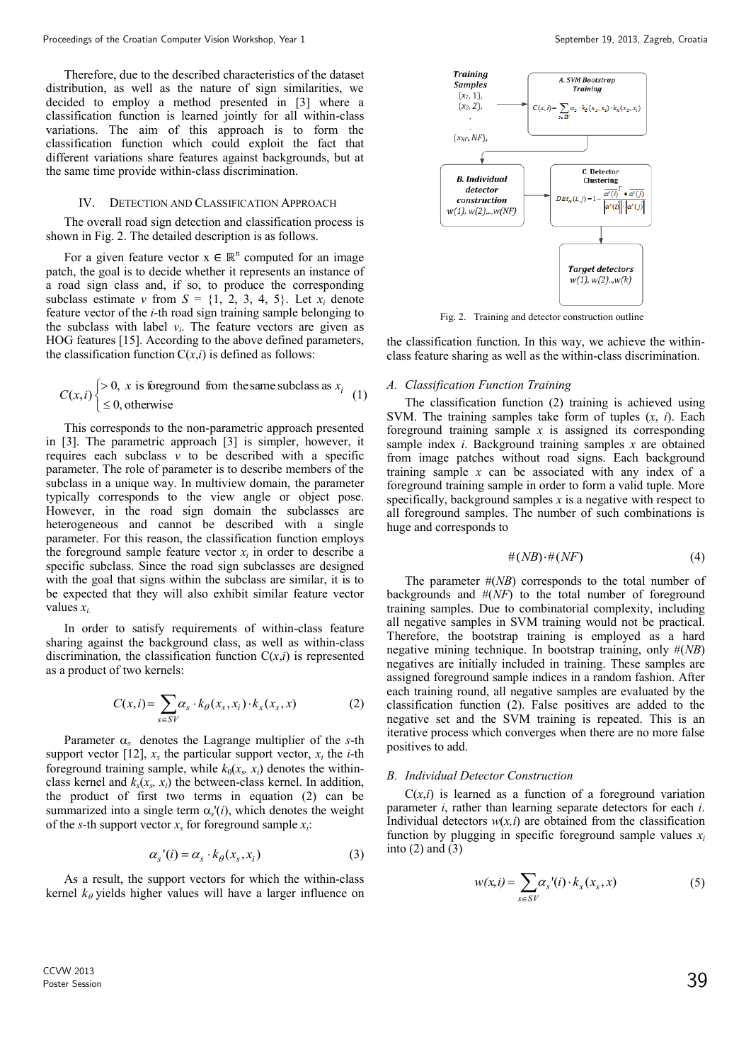Therefore, due to the described characteristics of the dataset distribution, as well as the nature of sign similarities, we decided to employ a method presented in [3] where a classification function is learned jointly for all within-class variations. The aim of this approach is to form the classification function which could exploit the fact that different variations share features against backgrounds, but at the same time provide within-class discrimination.

## IV. Detection and Classification Approach

The overall road sign detection and classification process is shown in Fig. 2. The detailed description is as follows.

For a given feature vector $x \in \mathbb{R}^n$ computed for an image patch, the goal is to decide whether it represents an instance of a road sign class and, if so, to produce the corresponding subclass estimate $v$ from $S = \{1, 2, 3, 4, 5\}$. Let $x_i$ denote feature vector of the $i$-th road sign training sample belonging to the subclass with label $v_i$. The feature vectors are given as HOG features [15]. According to the above defined parameters, the classification function $C(x,i)$ is defined as follows:

$$C(x,i)\begin{cases} > 0, \text{ } x \text{ is foreground from the same subclass as } x_i \\ \leq 0, \text{ otherwise} \end{cases} \quad (1)$$

This corresponds to the non-parametric approach presented in [3]. The parametric approach [3] is simpler, however, it requires each subclass $v$ to be described with a specific parameter. The role of parameter is to describe members of the subclass in a unique way. In multiview domain, the parameter typically corresponds to the view angle or object pose. However, in the road sign domain the subclasses are heterogeneous and cannot be described with a single parameter. For this reason, the classification function employs the foreground sample feature vector $x_i$ in order to describe a specific subclass. Since the road sign subclasses are designed with the goal that signs within the subclass are similar, it is to be expected that they will also exhibit similar feature vector values $x_i$.

In order to satisfy requirements of within-class feature sharing against the background class, as well as within-class discrimination, the classification function $C(x,i)$ is represented as a product of two kernels:

$$C(x,i) = \sum_{s \in SV} \alpha_s \cdot k_\theta(x_s, x_i) \cdot k_x(x_s, x) \quad (2)$$

Parameter $\alpha_s$ denotes the Lagrange multiplier of the $s$-th support vector [12], $x_s$ the particular support vector, $x_i$ the $i$-th foreground training sample, while $k_\theta(x_s, x_i)$ denotes the within-class kernel and $k_x(x_s, x_i)$ the between-class kernel. In addition, the product of first two terms in equation (2) can be summarized into a single term $\alpha_s'(i)$, which denotes the weight of the $s$-th support vector $x_s$ for foreground sample $x_i$:

$$\alpha_s'(i) = \alpha_s \cdot k_\theta(x_s, x_i) \quad (3)$$

As a result, the support vectors for which the within-class kernel $k_\theta$ yields higher values will have a larger influence on the classification function. In this way, we achieve the within-class feature sharing as well as the within-class discrimination.

Training Samples $[x_1, 1]$, $[x_2, 2]$, . . . $[x_{NF}, NF]$

A. SVM Bootstrap Training: $C(x,i) = \sum_{s \in SV} \alpha_s \cdot k_\theta(x_s, x_i) \cdot k_x(x_s, x_i)$

B. Individual detector construction: $w(1), w(2),..,w(NF)$

C. Detector Clustering: $Dst_\alpha(i,j) = 1 - \frac{\alpha'(i)^T \bullet \alpha'(j)}{\|\alpha'(i)\| \|\alpha'(j)\|}$

Target detectors $w(1), w(2),..,w(k)$

Fig. 2. Training and detector construction outline

### A. Classification Function Training

The classification function (2) training is achieved using SVM. The training samples take form of tuples $(x, i)$. Each foreground training sample $x$ is assigned its corresponding sample index $i$. Background training samples $x$ are obtained from image patches without road signs. Each background training sample $x$ can be associated with any index of a foreground training sample in order to form a valid tuple. More specifically, background samples $x$ is a negative with respect to all foreground samples. The number of such combinations is huge and corresponds to

$$\#(NB) \cdot \#(NF) \quad (4)$$

The parameter $\#(NB)$ corresponds to the total number of backgrounds and $\#(NF)$ to the total number of foreground training samples. Due to combinatorial complexity, including all negative samples in SVM training would not be practical. Therefore, the bootstrap training is employed as a hard negative mining technique. In bootstrap training, only $\#(NB)$ negatives are initially included in training. These samples are assigned foreground sample indices in a random fashion. After each training round, all negative samples are evaluated by the classification function (2). False positives are added to the negative set and the SVM training is repeated. This is an iterative process which converges when there are no more false positives to add.

### B. Individual Detector Construction

$C(x,i)$ is learned as a function of a foreground variation parameter $i$, rather than learning separate detectors for each $i$. Individual detectors $w(x,i)$ are obtained from the classification function by plugging in specific foreground sample values $x_i$ into (2) and (3)

$$w(x,i) = \sum_{s \in SV} \alpha_s'(i) \cdot k_x(x_s, x) \quad (5)$$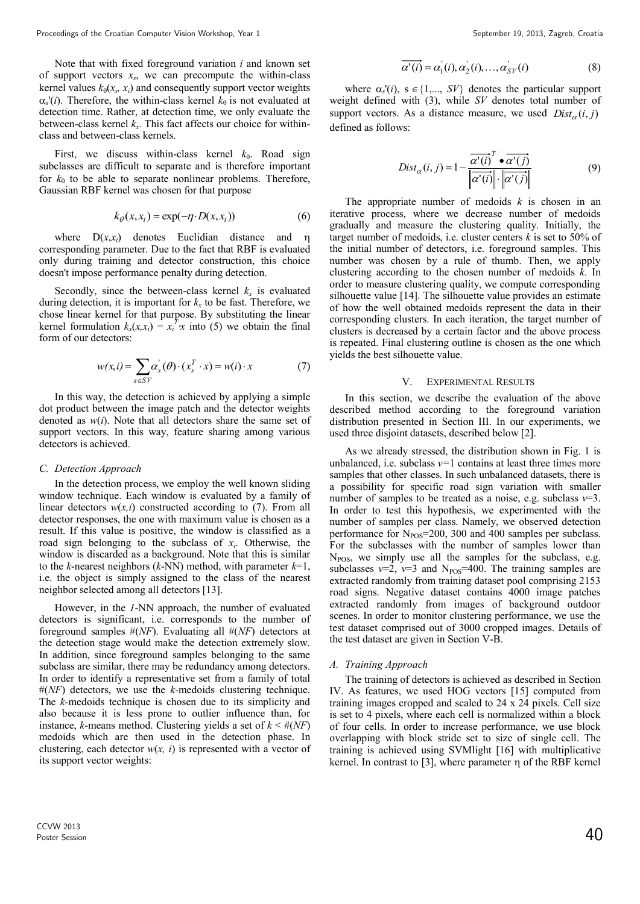Note that with fixed foreground variation $i$ and known set of support vectors $x_s$, we can precompute the within-class kernel values $k_\theta(x_s, x_i)$ and consequently support vector weights $\alpha_s'(i)$. Therefore, the within-class kernel $k_\theta$ is not evaluated at detection time. Rather, at detection time, we only evaluate the between-class kernel $k_x$. This fact affects our choice for within-class and between-class kernels.

First, we discuss within-class kernel $k_\theta$. Road sign subclasses are difficult to separate and is therefore important for $k_\theta$ to be able to separate nonlinear problems. Therefore, Gaussian RBF kernel was chosen for that purpose

$$k_\theta(x, x_i) = \exp(-\eta \cdot D(x, x_i)) \tag{6}$$

where $D(x,x_i)$ denotes Euclidian distance and $\eta$ corresponding parameter. Due to the fact that RBF is evaluated only during training and detector construction, this choice doesn't impose performance penalty during detection.

Secondly, since the between-class kernel $k_x$ is evaluated during detection, it is important for $k_x$ to be fast. Therefore, we chose linear kernel for that purpose. By substituting the linear kernel formulation $k_x(x,x_i) = x_i^T x$ into (5) we obtain the final form of our detectors:

$$w(x,i) = \sum_{s \in SV} \alpha_s'(\theta) \cdot (x_s^T \cdot x) = w(i) \cdot x \tag{7}$$

In this way, the detection is achieved by applying a simple dot product between the image patch and the detector weights denoted as $w(i)$. Note that all detectors share the same set of support vectors. In this way, feature sharing among various detectors is achieved.

### C. Detection Approach

In the detection process, we employ the well known sliding window technique. Each window is evaluated by a family of linear detectors $w(x,i)$ constructed according to (7). From all detector responses, the one with maximum value is chosen as a result. If this value is positive, the window is classified as a road sign belonging to the subclass of $x_i$. Otherwise, the window is discarded as a background. Note that this is similar to the $k$-nearest neighbors ($k$-NN) method, with parameter $k$=1, i.e. the object is simply assigned to the class of the nearest neighbor selected among all detectors [13].

However, in the *1*-NN approach, the number of evaluated detectors is significant, i.e. corresponds to the number of foreground samples #($NF$). Evaluating all #($NF$) detectors at the detection stage would make the detection extremely slow. In addition, since foreground samples belonging to the same subclass are similar, there may be redundancy among detectors. In order to identify a representative set from a family of total #($NF$) detectors, we use the $k$-medoids clustering technique. The $k$-medoids technique is chosen due to its simplicity and also because it is less prone to outlier influence than, for instance, $k$-means method. Clustering yields a set of $k <$ #($NF$) medoids which are then used in the detection phase. In clustering, each detector $w(x, i)$ is represented with a vector of its support vector weights:

$$\overrightarrow{\alpha'(i)} = \alpha_1'(i), \alpha_2'(i), \ldots, \alpha_{SV}'(i) \tag{8}$$

where $\alpha_s'(i)$, $s \in \{1,..., SV\}$ denotes the particular support weight defined with (3), while $SV$ denotes total number of support vectors. As a distance measure, we used $Dist_\alpha(i, j)$ defined as follows:

$$Dist_\alpha(i, j) = 1 - \frac{\overrightarrow{\alpha'(i)}^T \bullet \overrightarrow{\alpha'(j)}}{\left\|\overrightarrow{\alpha'(i)}\right\| \cdot \left\|\overrightarrow{\alpha'(j)}\right\|} \tag{9}$$

The appropriate number of medoids $k$ is chosen in an iterative process, where we decrease number of medoids gradually and measure the clustering quality. Initially, the target number of medoids, i.e. cluster centers $k$ is set to 50% of the initial number of detectors, i.e. foreground samples. This number was chosen by a rule of thumb. Then, we apply clustering according to the chosen number of medoids $k$. In order to measure clustering quality, we compute corresponding silhouette value [14]. The silhouette value provides an estimate of how the well obtained medoids represent the data in their corresponding clusters. In each iteration, the target number of clusters is decreased by a certain factor and the above process is repeated. Final clustering outline is chosen as the one which yields the best silhouette value.

## V. Experimental Results

In this section, we describe the evaluation of the above described method according to the foreground variation distribution presented in Section III. In our experiments, we used three disjoint datasets, described below [2].

As we already stressed, the distribution shown in Fig. 1 is unbalanced, i.e. subclass $v$=1 contains at least three times more samples that other classes. In such unbalanced datasets, there is a possibility for specific road sign variation with smaller number of samples to be treated as a noise, e.g. subclass $v$=3. In order to test this hypothesis, we experimented with the number of samples per class. Namely, we observed detection performance for $N_{POS}$=200, 300 and 400 samples per subclass. For the subclasses with the number of samples lower than $N_{POS}$, we simply use all the samples for the subclass, e.g. subclasses $v$=2, $v$=3 and $N_{POS}$=400. The training samples are extracted randomly from training dataset pool comprising 2153 road signs. Negative dataset contains 4000 image patches extracted randomly from images of background outdoor scenes. In order to monitor clustering performance, we use the test dataset comprised out of 3000 cropped images. Details of the test dataset are given in Section V-B.

### A. Training Approach

The training of detectors is achieved as described in Section IV. As features, we used HOG vectors [15] computed from training images cropped and scaled to 24 x 24 pixels. Cell size is set to 4 pixels, where each cell is normalized within a block of four cells. In order to increase performance, we use block overlapping with block stride set to size of single cell. The training is achieved using SVMlight [16] with multiplicative kernel. In contrast to [3], where parameter $\eta$ of the RBF kernel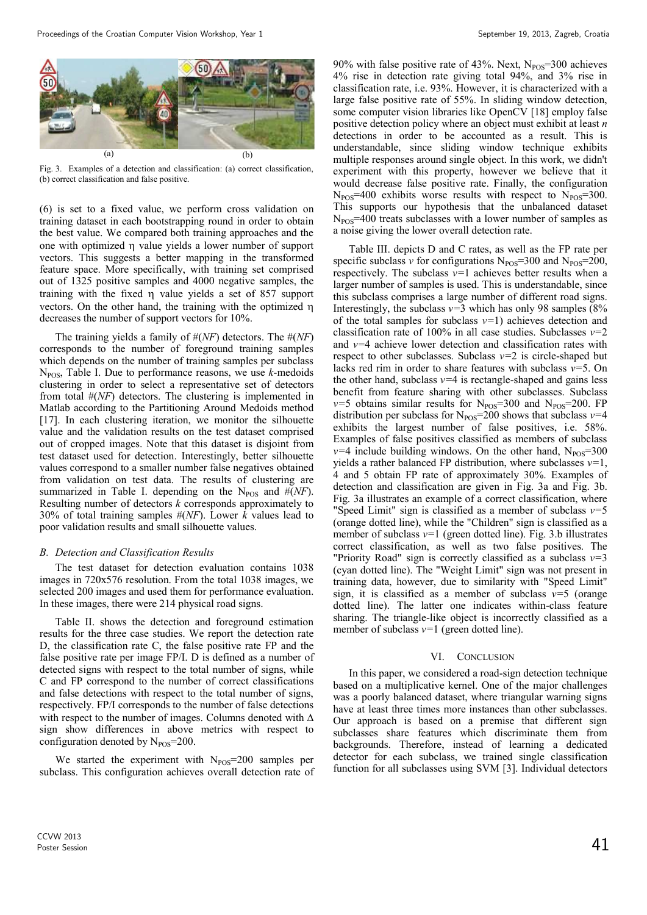Fig. 3. Examples of a detection and classification: (a) correct classification, (b) correct classification and false positive.

(6) is set to a fixed value, we perform cross validation on training dataset in each bootstrapping round in order to obtain the best value. We compared both training approaches and the one with optimized η value yields a lower number of support vectors. This suggests a better mapping in the transformed feature space. More specifically, with training set comprised out of 1325 positive samples and 4000 negative samples, the training with the fixed η value yields a set of 857 support vectors. On the other hand, the training with the optimized η decreases the number of support vectors for 10%.

The training yields a family of #(*NF*) detectors. The #(*NF*) corresponds to the number of foreground training samples which depends on the number of training samples per subclass $N_{POS}$, Table I. Due to performance reasons, we use *k*-medoids clustering in order to select a representative set of detectors from total #(*NF*) detectors. The clustering is implemented in Matlab according to the Partitioning Around Medoids method [17]. In each clustering iteration, we monitor the silhouette value and the validation results on the test dataset comprised out of cropped images. Note that this dataset is disjoint from test dataset used for detection. Interestingly, better silhouette values correspond to a smaller number false negatives obtained from validation on test data. The results of clustering are summarized in Table I. depending on the $N_{POS}$ and #(*NF*). Resulting number of detectors *k* corresponds approximately to 30% of total training samples #(*NF*). Lower *k* values lead to poor validation results and small silhouette values.

### *B. Detection and Classification Results*

The test dataset for detection evaluation contains 1038 images in 720x576 resolution. From the total 1038 images, we selected 200 images and used them for performance evaluation. In these images, there were 214 physical road signs.

Table II. shows the detection and foreground estimation results for the three case studies. We report the detection rate D, the classification rate C, the false positive rate FP and the false positive rate per image FP/I. D is defined as a number of detected signs with respect to the total number of signs, while C and FP correspond to the number of correct classifications and false detections with respect to the total number of signs, respectively. FP/I corresponds to the number of false detections with respect to the number of images. Columns denoted with Δ sign show differences in above metrics with respect to configuration denoted by $N_{POS}$=200.

We started the experiment with $N_{POS}$=200 samples per subclass. This configuration achieves overall detection rate of 90% with false positive rate of 43%. Next, $N_{POS}$=300 achieves 4% rise in detection rate giving total 94%, and 3% rise in classification rate, i.e. 93%. However, it is characterized with a large false positive rate of 55%. In sliding window detection, some computer vision libraries like OpenCV [18] employ false positive detection policy where an object must exhibit at least *n* detections in order to be accounted as a result. This is understandable, since sliding window technique exhibits multiple responses around single object. In this work, we didn't experiment with this property, however we believe that it would decrease false positive rate. Finally, the configuration $N_{POS}$=400 exhibits worse results with respect to $N_{POS}$=300. This supports our hypothesis that the unbalanced dataset $N_{POS}$=400 treats subclasses with a lower number of samples as a noise giving the lower overall detection rate.

Table III. depicts D and C rates, as well as the FP rate per specific subclass *v* for configurations $N_{POS}$=300 and $N_{POS}$=200, respectively. The subclass *v*=1 achieves better results when a larger number of samples is used. This is understandable, since this subclass comprises a large number of different road signs. Interestingly, the subclass *v*=3 which has only 98 samples (8% of the total samples for subclass *v*=1) achieves detection and classification rate of 100% in all case studies. Subclasses *v*=2 and *v*=4 achieve lower detection and classification rates with respect to other subclasses. Subclass *v*=2 is circle-shaped but lacks red rim in order to share features with subclass *v*=5. On the other hand, subclass *v*=4 is rectangle-shaped and gains less benefit from feature sharing with other subclasses. Subclass *v*=5 obtains similar results for $N_{POS}$=300 and $N_{POS}$=200. FP distribution per subclass for $N_{POS}$=200 shows that subclass *v*=4 exhibits the largest number of false positives, i.e. 58%. Examples of false positives classified as members of subclass *v*=4 include building windows. On the other hand, $N_{POS}$=300 yields a rather balanced FP distribution, where subclasses *v*=1, 4 and 5 obtain FP rate of approximately 30%. Examples of detection and classification are given in Fig. 3a and Fig. 3b. Fig. 3a illustrates an example of a correct classification, where "Speed Limit" sign is classified as a member of subclass *v*=5 (orange dotted line), while the "Children" sign is classified as a member of subclass *v*=1 (green dotted line). Fig. 3.b illustrates correct classification, as well as two false positives. The "Priority Road" sign is correctly classified as a subclass *v*=3 (cyan dotted line). The "Weight Limit" sign was not present in training data, however, due to similarity with "Speed Limit" sign, it is classified as a member of subclass *v*=5 (orange dotted line). The latter one indicates within-class feature sharing. The triangle-like object is incorrectly classified as a member of subclass *v*=1 (green dotted line).

## VI. CONCLUSION

In this paper, we considered a road-sign detection technique based on a multiplicative kernel. One of the major challenges was a poorly balanced dataset, where triangular warning signs have at least three times more instances than other subclasses. Our approach is based on a premise that different sign subclasses share features which discriminate them from backgrounds. Therefore, instead of learning a dedicated detector for each subclass, we trained single classification function for all subclasses using SVM [3]. Individual detectors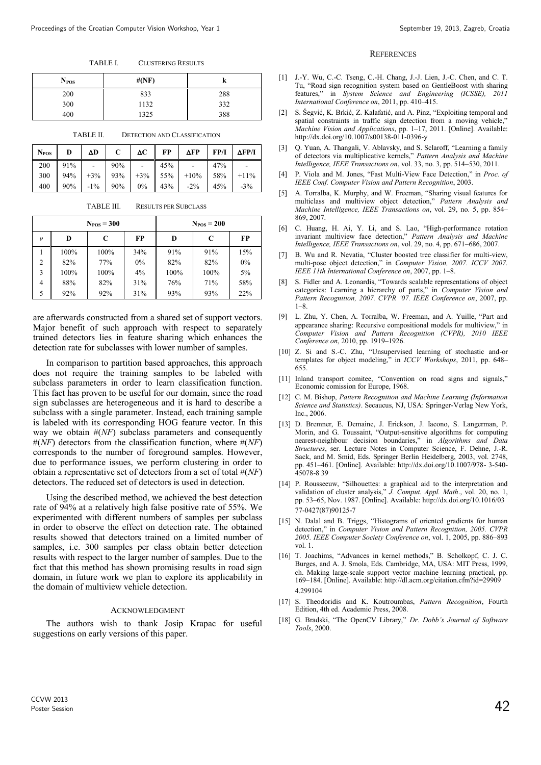TABLE I. CLUSTERING RESULTS

| $N_{POS}$ | #(NF) | k |
|---|---|---|
| 200 | 833 | 288 |
| 300 | 1132 | 332 |
| 400 | 1325 | 388 |

TABLE II. DETECTION AND CLASSIFICATION

| $N_{POS}$ | D | ΔD | C | ΔC | FP | ΔFP | FP/I | ΔFP/I |
|---|---|---|---|---|---|---|---|---|
| 200 | 91% | - | 90% | - | 45% | - | 47% | - |
| 300 | 94% | +3% | 93% | +3% | 55% | +10% | 58% | +11% |
| 400 | 90% | -1% | 90% | 0% | 43% | -2% | 45% | -3% |

TABLE III. RESULTS PER SUBCLASS

| | $N_{POS} = 300$ | | | $N_{POS} = 200$ | | |
|---|---|---|---|---|---|---|
| $v$ | D | C | FP | D | C | FP |
| 1 | 100% | 100% | 34% | 91% | 91% | 15% |
| 2 | 82% | 77% | 0% | 82% | 82% | 0% |
| 3 | 100% | 100% | 4% | 100% | 100% | 5% |
| 4 | 88% | 82% | 31% | 76% | 71% | 58% |
| 5 | 92% | 92% | 31% | 93% | 93% | 22% |

are afterwards constructed from a shared set of support vectors. Major benefit of such approach with respect to separately trained detectors lies in feature sharing which enhances the detection rate for subclasses with lower number of samples.

In comparison to partition based approaches, this approach does not require the training samples to be labeled with subclass parameters in order to learn classification function. This fact has proven to be useful for our domain, since the road sign subclasses are heterogeneous and it is hard to describe a subclass with a single parameter. Instead, each training sample is labeled with its corresponding HOG feature vector. In this way we obtain #(*NF*) subclass parameters and consequently #(*NF*) detectors from the classification function, where #(*NF*) corresponds to the number of foreground samples. However, due to performance issues, we perform clustering in order to obtain a representative set of detectors from a set of total #(*NF*) detectors. The reduced set of detectors is used in detection.

Using the described method, we achieved the best detection rate of 94% at a relatively high false positive rate of 55%. We experimented with different numbers of samples per subclass in order to observe the effect on detection rate. The obtained results showed that detectors trained on a limited number of samples, i.e. 300 samples per class obtain better detection results with respect to the larger number of samples. Due to the fact that this method has shown promising results in road sign domain, in future work we plan to explore its applicability in the domain of multiview vehicle detection.

## ACKNOWLEDGMENT

The authors wish to thank Josip Krapac for useful suggestions on early versions of this paper.

## REFERENCES

[1] J.-Y. Wu, C.-C. Tseng, C.-H. Chang, J.-J. Lien, J.-C. Chen, and C. T. Tu, "Road sign recognition system based on GentleBoost with sharing features," in *System Science and Engineering (ICSSE), 2011 International Conference on*, 2011, pp. 410–415.

[2] S. Šegvić, K. Brkić, Z. Kalafatić, and A. Pinz, "Exploiting temporal and spatial constraints in traffic sign detection from a moving vehicle," *Machine Vision and Applications*, pp. 1–17, 2011. [Online]. Available: http://dx.doi.org/10.1007/s00138-011-0396-y

[3] Q. Yuan, A. Thangali, V. Ablavsky, and S. Sclaroff, "Learning a family of detectors via multiplicative kernels," *Pattern Analysis and Machine Intelligence, IEEE Transactions on*, vol. 33, no. 3, pp. 514–530, 2011.

[4] P. Viola and M. Jones, "Fast Multi-View Face Detection," in *Proc. of IEEE Conf. Computer Vision and Pattern Recognition*, 2003.

[5] A. Torralba, K. Murphy, and W. Freeman, "Sharing visual features for multiclass and multiview object detection," *Pattern Analysis and Machine Intelligence, IEEE Transactions on*, vol. 29, no. 5, pp. 854–869, 2007.

[6] C. Huang, H. Ai, Y. Li, and S. Lao, "High-performance rotation invariant multiview face detection," *Pattern Analysis and Machine Intelligence, IEEE Transactions on*, vol. 29, no. 4, pp. 671–686, 2007.

[7] B. Wu and R. Nevatia, "Cluster boosted tree classifier for multi-view, multi-pose object detection," in *Computer Vision, 2007. ICCV 2007. IEEE 11th International Conference on*, 2007, pp. 1–8.

[8] S. Fidler and A. Leonardis, "Towards scalable representations of object categories: Learning a hierarchy of parts," in *Computer Vision and Pattern Recognition, 2007. CVPR '07. IEEE Conference on*, 2007, pp. 1–8.

[9] L. Zhu, Y. Chen, A. Torralba, W. Freeman, and A. Yuille, "Part and appearance sharing: Recursive compositional models for multiview," in *Computer Vision and Pattern Recognition (CVPR), 2010 IEEE Conference on*, 2010, pp. 1919–1926.

[10] Z. Si and S.-C. Zhu, "Unsupervised learning of stochastic and-or templates for object modeling," in *ICCV Workshops*, 2011, pp. 648–655.

[11] Inland transport comitee, "Convention on road signs and signals," Economic comission for Europe, 1968.

[12] C. M. Bishop, *Pattern Recognition and Machine Learning (Information Science and Statistics)*. Secaucus, NJ, USA: Springer-Verlag New York, Inc., 2006.

[13] D. Bremner, E. Demaine, J. Erickson, J. Iacono, S. Langerman, P. Morin, and G. Toussaint, "Output-sensitive algorithms for computing nearest-neighbour decision boundaries," in *Algorithms and Data Structures*, ser. Lecture Notes in Computer Science, F. Dehne, J.-R. Sack, and M. Smid, Eds. Springer Berlin Heidelberg, 2003, vol. 2748, pp. 451–461. [Online]. Available: http://dx.doi.org/10.1007/978- 3-540-45078-8 39

[14] P. Rousseeuw, "Silhouettes: a graphical aid to the interpretation and validation of cluster analysis," *J. Comput. Appl. Math.*, vol. 20, no. 1, pp. 53–65, Nov. 1987. [Online]. Available: http://dx.doi.org/10.1016/03 77-0427(87)90125-7

[15] N. Dalal and B. Triggs, "Histograms of oriented gradients for human detection," in *Computer Vision and Pattern Recognition, 2005. CVPR 2005. IEEE Computer Society Conference on*, vol. 1, 2005, pp. 886–893 vol. 1.

[16] T. Joachims, "Advances in kernel methods," B. Scholkopf, C. J. C. Burges, and A. J. Smola, Eds. Cambridge, MA, USA: MIT Press, 1999, ch. Making large-scale support vector machine learning practical, pp. 169–184. [Online]. Available: http://dl.acm.org/citation.cfm?id=29909 4.299104

[17] S. Theodoridis and K. Koutroumbas, *Pattern Recognition*, Fourth Edition, 4th ed. Academic Press, 2008.

[18] G. Bradski, "The OpenCV Library," *Dr. Dobb's Journal of Software Tools*, 2000.